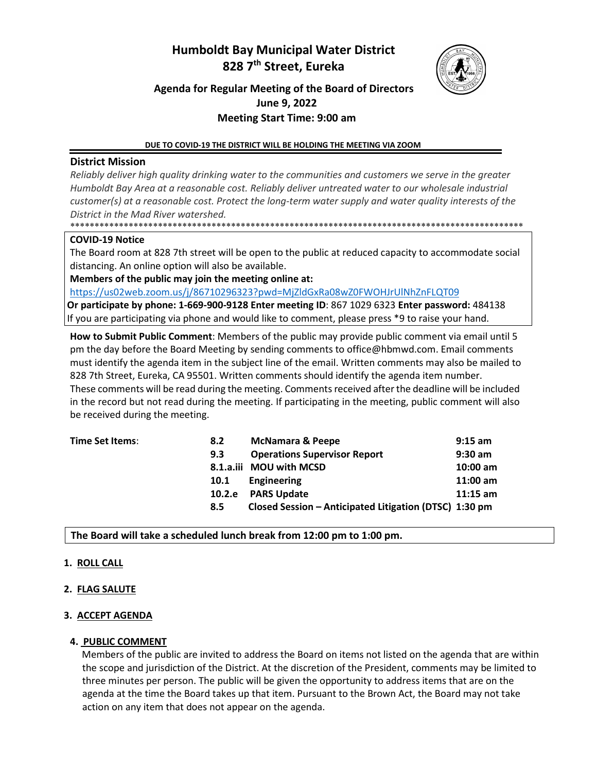# Humboldt Bay Municipal Water District
# 828 7th Street, Eureka

## Agenda for Regular Meeting of the Board of Directors
## June 9, 2022
## Meeting Start Time: 9:00 am

**DUE TO COVID-19 THE DISTRICT WILL BE HOLDING THE MEETING VIA ZOOM**

### District Mission

*Reliably deliver high quality drinking water to the communities and customers we serve in the greater Humboldt Bay Area at a reasonable cost. Reliably deliver untreated water to our wholesale industrial customer(s) at a reasonable cost. Protect the long-term water supply and water quality interests of the District in the Mad River watershed.*

************************************************************************************************

**COVID-19 Notice**

The Board room at 828 7th street will be open to the public at reduced capacity to accommodate social distancing. An online option will also be available.

**Members of the public may join the meeting online at:**

https://us02web.zoom.us/j/86710296323?pwd=MjZldGxRa08wZ0FWOHJrUlNhZnFLQT09

**Or participate by phone: 1-669-900-9128 Enter meeting ID**: 867 1029 6323 **Enter password:** 484138

If you are participating via phone and would like to comment, please press *9 to raise your hand.

**How to Submit Public Comment**: Members of the public may provide public comment via email until 5 pm the day before the Board Meeting by sending comments to office@hbmwd.com. Email comments must identify the agenda item in the subject line of the email. Written comments may also be mailed to 828 7th Street, Eureka, CA 95501. Written comments should identify the agenda item number. These comments will be read during the meeting. Comments received after the deadline will be included in the record but not read during the meeting. If participating in the meeting, public comment will also be received during the meeting.

| Time Set Items: | | | |
|---|---|---|---|
| | **8.2** | **McNamara & Peepe** | **9:15 am** |
| | **9.3** | **Operations Supervisor Report** | **9:30 am** |
| | **8.1.a.iii** | **MOU with MCSD** | **10:00 am** |
| | **10.1** | **Engineering** | **11:00 am** |
| | **10.2.e** | **PARS Update** | **11:15 am** |
| | **8.5** | **Closed Session – Anticipated Litigation (DTSC)** | **1:30 pm** |

**The Board will take a scheduled lunch break from 12:00 pm to 1:00 pm.**

1. **ROLL CALL**

2. **FLAG SALUTE**

3. **ACCEPT AGENDA**

4. **PUBLIC COMMENT**

   Members of the public are invited to address the Board on items not listed on the agenda that are within the scope and jurisdiction of the District. At the discretion of the President, comments may be limited to three minutes per person. The public will be given the opportunity to address items that are on the agenda at the time the Board takes up that item. Pursuant to the Brown Act, the Board may not take action on any item that does not appear on the agenda.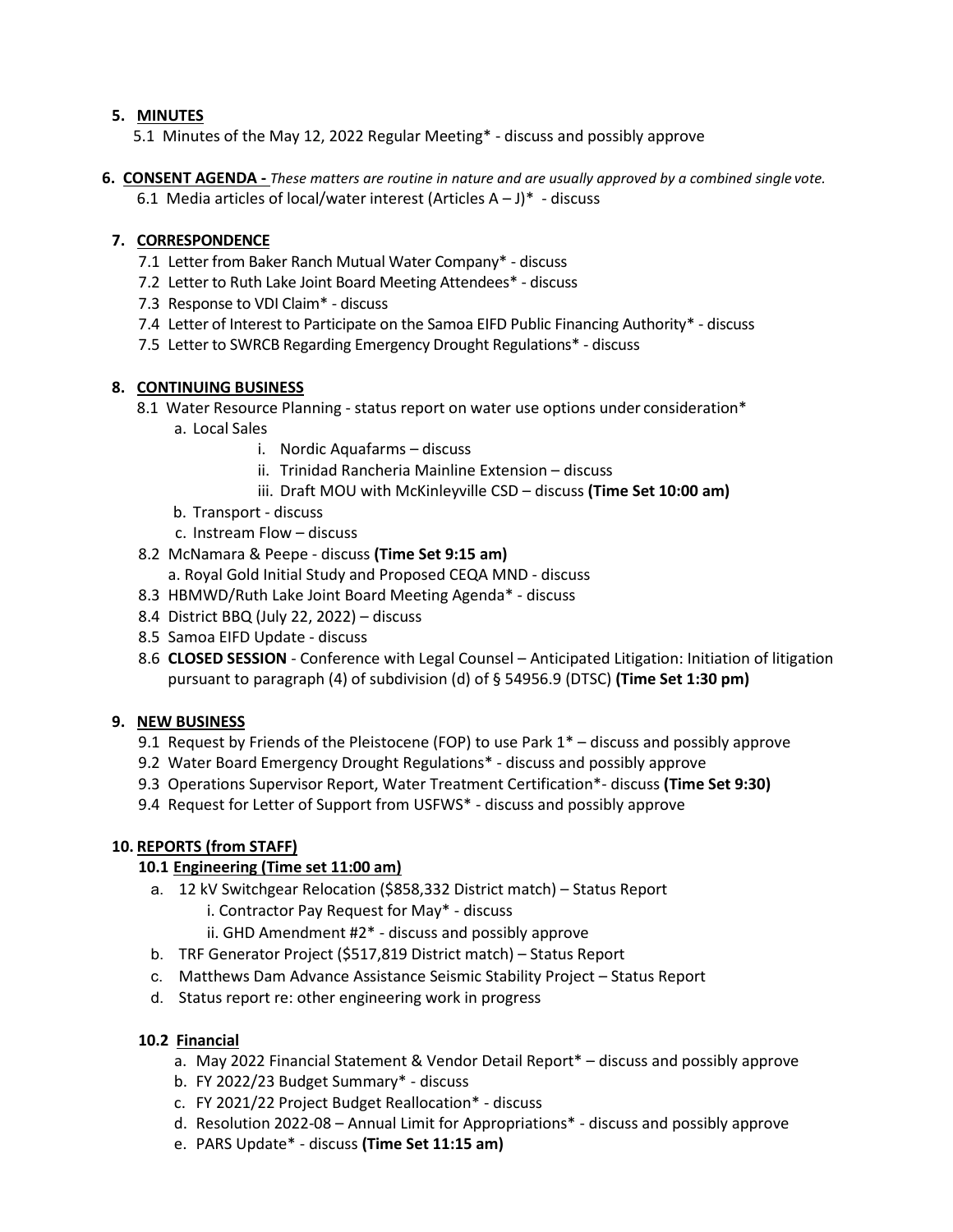**5. MINUTES**

5.1 Minutes of the May 12, 2022 Regular Meeting* - discuss and possibly approve

**6. CONSENT AGENDA -** *These matters are routine in nature and are usually approved by a combined single vote.*

6.1 Media articles of local/water interest (Articles A – J)* - discuss

**7. CORRESPONDENCE**

7.1 Letter from Baker Ranch Mutual Water Company* - discuss
7.2 Letter to Ruth Lake Joint Board Meeting Attendees* - discuss
7.3 Response to VDI Claim* - discuss
7.4 Letter of Interest to Participate on the Samoa EIFD Public Financing Authority* - discuss
7.5 Letter to SWRCB Regarding Emergency Drought Regulations* - discuss

**8. CONTINUING BUSINESS**

8.1 Water Resource Planning - status report on water use options under consideration*

- a. Local Sales
  - i. Nordic Aquafarms – discuss
  - ii. Trinidad Rancheria Mainline Extension – discuss
  - iii. Draft MOU with McKinleyville CSD – discuss **(Time Set 10:00 am)**
- b. Transport - discuss
- c. Instream Flow – discuss

8.2 McNamara & Peepe - discuss **(Time Set 9:15 am)**

- a. Royal Gold Initial Study and Proposed CEQA MND - discuss

8.3 HBMWD/Ruth Lake Joint Board Meeting Agenda* - discuss
8.4 District BBQ (July 22, 2022) – discuss
8.5 Samoa EIFD Update - discuss
8.6 **CLOSED SESSION** - Conference with Legal Counsel – Anticipated Litigation: Initiation of litigation pursuant to paragraph (4) of subdivision (d) of § 54956.9 (DTSC) **(Time Set 1:30 pm)**

**9. NEW BUSINESS**

9.1 Request by Friends of the Pleistocene (FOP) to use Park 1* – discuss and possibly approve
9.2 Water Board Emergency Drought Regulations* - discuss and possibly approve
9.3 Operations Supervisor Report, Water Treatment Certification*- discuss **(Time Set 9:30)**
9.4 Request for Letter of Support from USFWS* - discuss and possibly approve

**10. REPORTS (from STAFF)**

**10.1 Engineering (Time set 11:00 am)**

- a. 12 kV Switchgear Relocation ($858,332 District match) – Status Report
  - i. Contractor Pay Request for May* - discuss
  - ii. GHD Amendment #2* - discuss and possibly approve
- b. TRF Generator Project ($517,819 District match) – Status Report
- c. Matthews Dam Advance Assistance Seismic Stability Project – Status Report
- d. Status report re: other engineering work in progress

**10.2 Financial**

- a. May 2022 Financial Statement & Vendor Detail Report* – discuss and possibly approve
- b. FY 2022/23 Budget Summary* - discuss
- c. FY 2021/22 Project Budget Reallocation* - discuss
- d. Resolution 2022-08 – Annual Limit for Appropriations* - discuss and possibly approve
- e. PARS Update* - discuss **(Time Set 11:15 am)**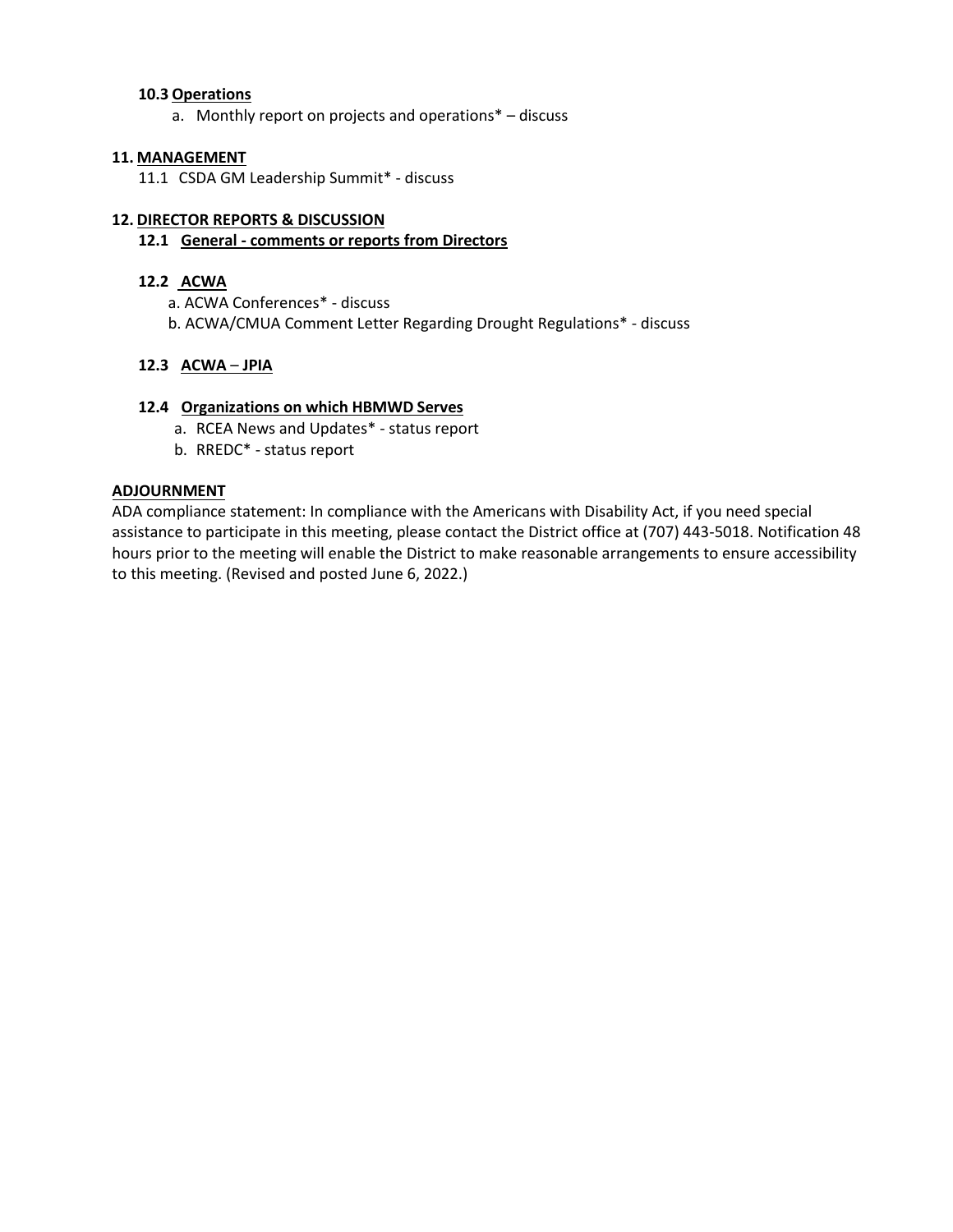**10.3 Operations**

a. Monthly report on projects and operations* – discuss

**11. MANAGEMENT**

11.1 CSDA GM Leadership Summit* - discuss

**12. DIRECTOR REPORTS & DISCUSSION**

**12.1 General - comments or reports from Directors**

**12.2 ACWA**

a. ACWA Conferences* - discuss

b. ACWA/CMUA Comment Letter Regarding Drought Regulations* - discuss

**12.3 ACWA – JPIA**

**12.4 Organizations on which HBMWD Serves**

a. RCEA News and Updates* - status report

b. RREDC* - status report

**ADJOURNMENT**

ADA compliance statement: In compliance with the Americans with Disability Act, if you need special assistance to participate in this meeting, please contact the District office at (707) 443-5018. Notification 48 hours prior to the meeting will enable the District to make reasonable arrangements to ensure accessibility to this meeting. (Revised and posted June 6, 2022.)